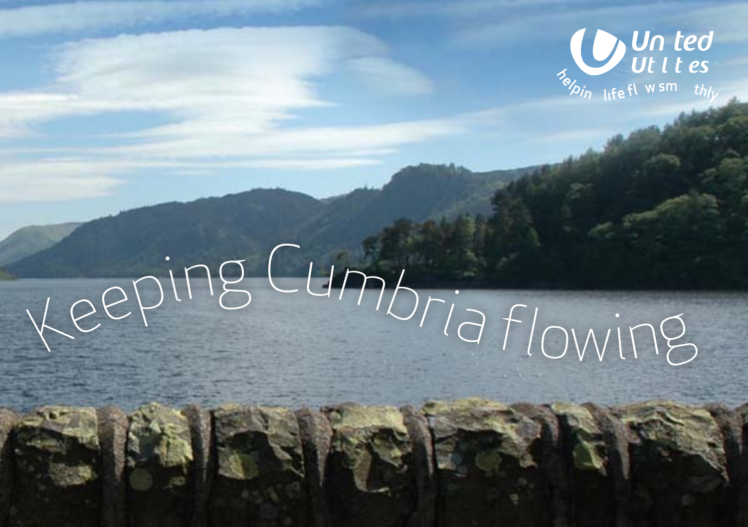# Keeping Cumbria flowing

United Utilities

helping life flow smoothly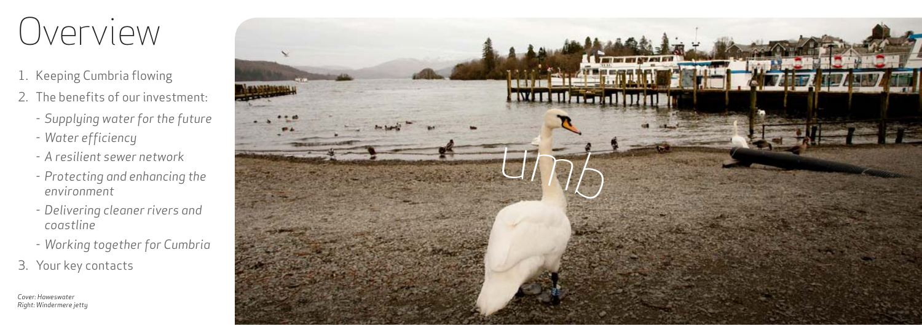# Overview

1. Keeping Cumbria flowing
2. The benefits of our investment:
   - *Supplying water for the future*
   - *Water efficiency*
   - *A resilient sewer network*
   - *Protecting and enhancing the environment*
   - *Delivering cleaner rivers and coastline*
   - *Working together for Cumbria*
3. Your key contacts

*Cover: Haweswater*
*Right: Windermere jetty*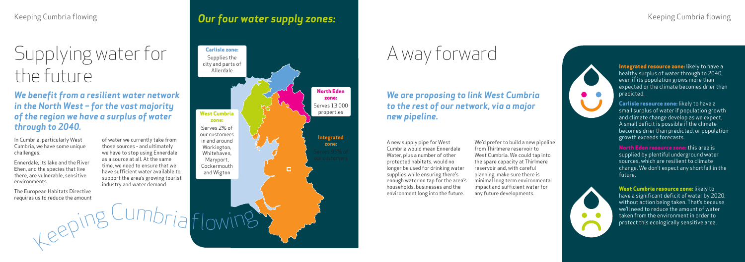# Supplying water for the future

***We benefit from a resilient water network in the North West – for the vast majority of the region we have a surplus of water through to 2040.***

In Cumbria, particularly West Cumbria, we have some unique challenges.

Ennerdale, its lake and the River Ehen, and the species that live there, are vulnerable, sensitive environments.

The European Habitats Directive requires us to reduce the amount of water we currently take from those sources - and ultimately we have to stop using Ennerdale as a source at all. At the same time, we need to ensure that we have sufficient water available to support the area's growing tourist industry and water demand.

## *Our four water supply zones:*

**Carlisle zone:** Supplies the city and parts of Allerdale

**North Eden zone:** Serves 13,000 properties

**West Cumbria zone:** Serves 2% of our customers in and around Workington, Whitehaven, Maryport, Cockermouth and Wigton

**Integrated zone:** Serves 95% of our customers

Keeping Cumbria flowing

# A way forward

***We are proposing to link West Cumbria to the rest of our network, via a major new pipeline.***

A new supply pipe for West Cumbria would mean Ennerdale Water, plus a number of other protected habitats, would no longer be used for drinking water supplies while ensuring there's enough water on tap for the area's households, businesses and the environment long into the future.

We'd prefer to build a new pipeline from Thirlmere reservoir to West Cumbria. We could tap into the spare capacity at Thirlmere reservoir and, with careful planning, make sure there is minimal long term environmental impact and sufficient water for any future developments.

**Integrated resource zone:** likely to have a healthy surplus of water through to 2040, even if its population grows more than expected or the climate becomes drier than predicted.

**Carlisle resource zone:** likely to have a small surplus of water if population growth and climate change develop as we expect. A small deficit is possible if the climate becomes drier than predicted, or population growth exceeds forecasts.

**North Eden resource zone:** this area is supplied by plentiful underground water sources, which are resilient to climate change. We don't expect any shortfall in the future.

**West Cumbria resource zone:** likely to have a significant deficit of water by 2020, without action being taken. That's because we'll need to reduce the amount of water taken from the environment in order to protect this ecologically sensitive area.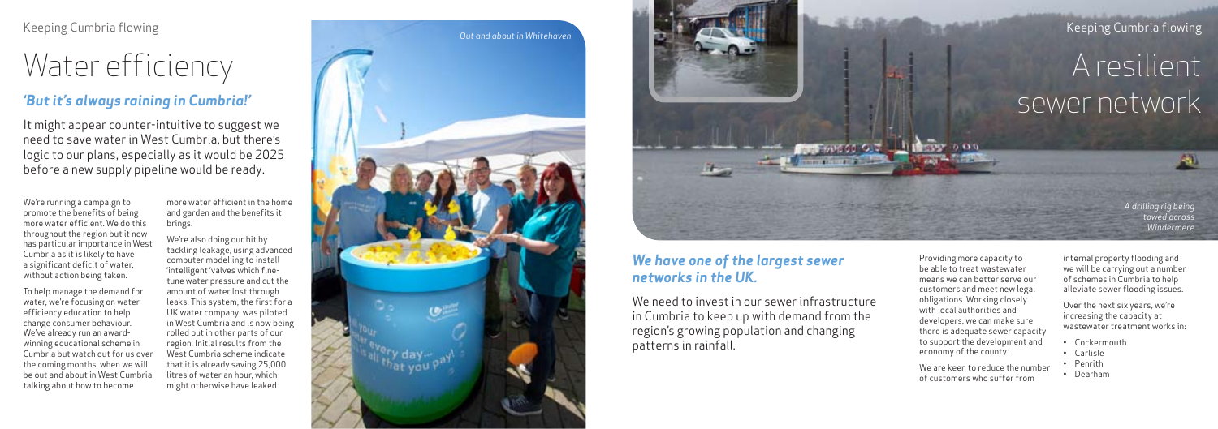# Water efficiency

## *'But it's always raining in Cumbria!'*

It might appear counter-intuitive to suggest we need to save water in West Cumbria, but there's logic to our plans, especially as it would be 2025 before a new supply pipeline would be ready.

We're running a campaign to promote the benefits of being more water efficient. We do this throughout the region but it now has particular importance in West Cumbria as it is likely to have a significant deficit of water, without action being taken.

To help manage the demand for water, we're focusing on water efficiency education to help change consumer behaviour. We've already run an award-winning educational scheme in Cumbria but watch out for us over the coming months, when we will be out and about in West Cumbria talking about how to become more water efficient in the home and garden and the benefits it brings.

We're also doing our bit by tackling leakage, using advanced computer modelling to install 'intelligent' valves which fine-tune water pressure and cut the amount of water lost through leaks. This system, the first for a UK water company, was piloted in West Cumbria and is now being rolled out in other parts of our region. Initial results from the West Cumbria scheme indicate that it is already saving 25,000 litres of water an hour, which might otherwise have leaked.

*Out and about in Whitehaven*

# A resilient sewer network

*A drilling rig being towed across Windermere*

## *We have one of the largest sewer networks in the UK.*

We need to invest in our sewer infrastructure in Cumbria to keep up with demand from the region's growing population and changing patterns in rainfall.

Providing more capacity to be able to treat wastewater means we can better serve our customers and meet new legal obligations. Working closely with local authorities and developers, we can make sure there is adequate sewer capacity to support the development and economy of the county.

We are keen to reduce the number of customers who suffer from internal property flooding and we will be carrying out a number of schemes in Cumbria to help alleviate sewer flooding issues.

Over the next six years, we're increasing the capacity at wastewater treatment works in:

- Cockermouth
- Carlisle
- Penrith
- Dearham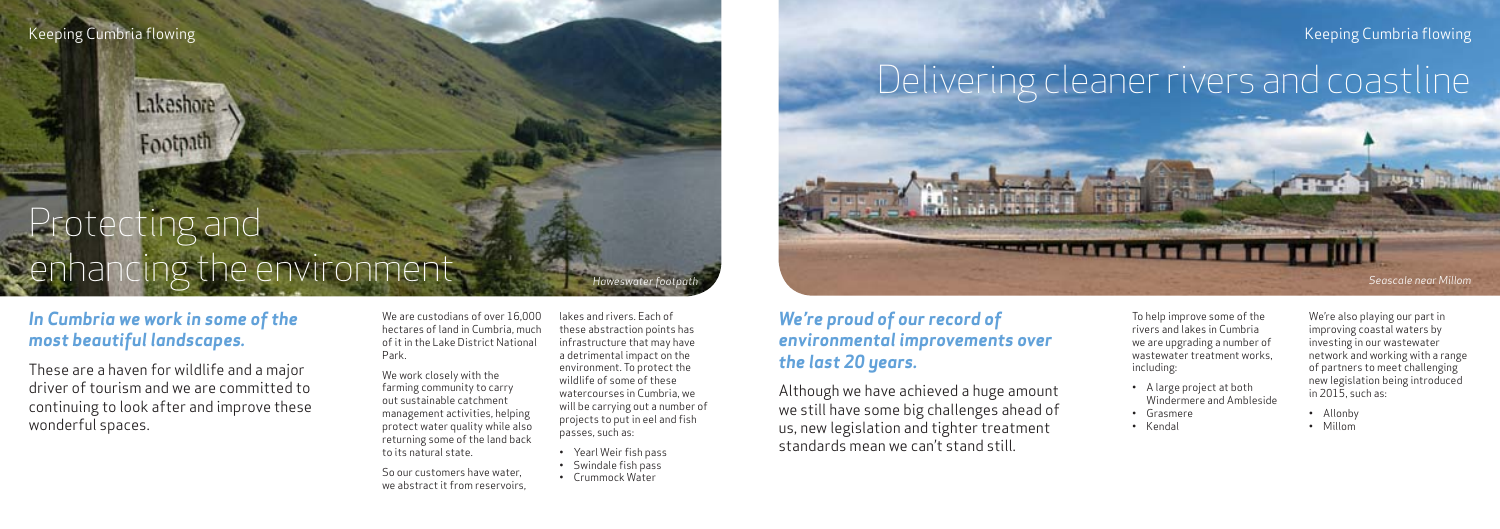# Protecting and enhancing the environment

*Haweswater footpath*

### *In Cumbria we work in some of the most beautiful landscapes.*

These are a haven for wildlife and a major driver of tourism and we are committed to continuing to look after and improve these wonderful spaces.

We are custodians of over 16,000 hectares of land in Cumbria, much of it in the Lake District National Park.

We work closely with the farming community to carry out sustainable catchment management activities, helping protect water quality while also returning some of the land back to its natural state.

So our customers have water, we abstract it from reservoirs, lakes and rivers. Each of these abstraction points has infrastructure that may have a detrimental impact on the environment. To protect the wildlife of some of these watercourses in Cumbria, we will be carrying out a number of projects to put in eel and fish passes, such as:

- Yearl Weir fish pass
- Swindale fish pass
- Crummock Water

# Delivering cleaner rivers and coastline

*Seascale near Millom*

### *We're proud of our record of environmental improvements over the last 20 years.*

Although we have achieved a huge amount we still have some big challenges ahead of us, new legislation and tighter treatment standards mean we can't stand still.

To help improve some of the rivers and lakes in Cumbria we are upgrading a number of wastewater treatment works, including:

- A large project at both Windermere and Ambleside
- Grasmere
- Kendal

We're also playing our part in improving coastal waters by investing in our wastewater network and working with a range of partners to meet challenging new legislation being introduced in 2015, such as:

- Allonby
- Millom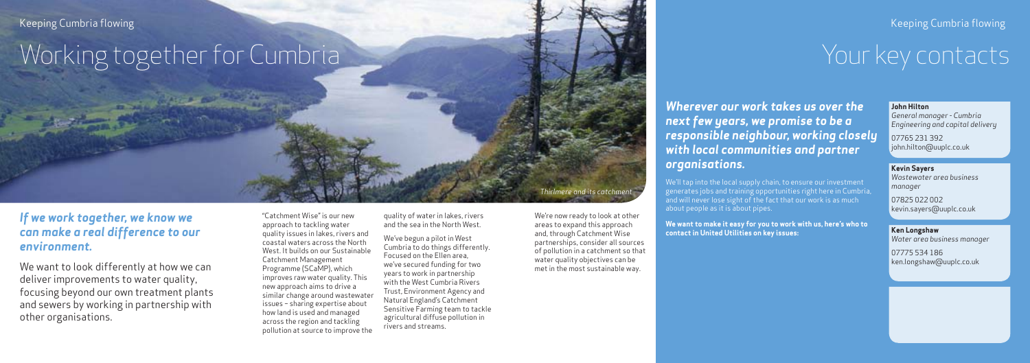# Working together for Cumbria

Thirlmere and its catchment

***If we work together, we know we can make a real difference to our environment.***

We want to look differently at how we can deliver improvements to water quality, focusing beyond our own treatment plants and sewers by working in partnership with other organisations.

"Catchment Wise" is our new approach to tackling water quality issues in lakes, rivers and coastal waters across the North West. It builds on our Sustainable Catchment Management Programme (SCaMP), which improves raw water quality. This new approach aims to drive a similar change around wastewater issues – sharing expertise about how land is used and managed across the region and tackling pollution at source to improve the quality of water in lakes, rivers and the sea in the North West.

We've begun a pilot in West Cumbria to do things differently. Focused on the Ellen area, we've secured funding for two years to work in partnership with the West Cumbria Rivers Trust, Environment Agency and Natural England's Catchment Sensitive Farming team to tackle agricultural diffuse pollution in rivers and streams.

We're now ready to look at other areas to expand this approach and, through Catchment Wise partnerships, consider all sources of pollution in a catchment so that water quality objectives can be met in the most sustainable way.

# Your key contacts

***Wherever our work takes us over the next few years, we promise to be a responsible neighbour, working closely with local communities and partner organisations.***

We'll tap into the local supply chain, to ensure our investment generates jobs and training opportunities right here in Cumbria, and will never lose sight of the fact that our work is as much about people as it is about pipes.

**We want to make it easy for you to work with us, here's who to contact in United Utilities on key issues:**

**John Hilton**
*General manager - Cumbria Engineering and capital delivery*
07765 231 392
john.hilton@uuplc.co.uk

**Kevin Sayers**
*Wastewater area business manager*
07825 022 002
kevin.sayers@uuplc.co.uk

**Ken Longshaw**
*Water area business manager*
07775 534 186
ken.longshaw@uuplc.co.uk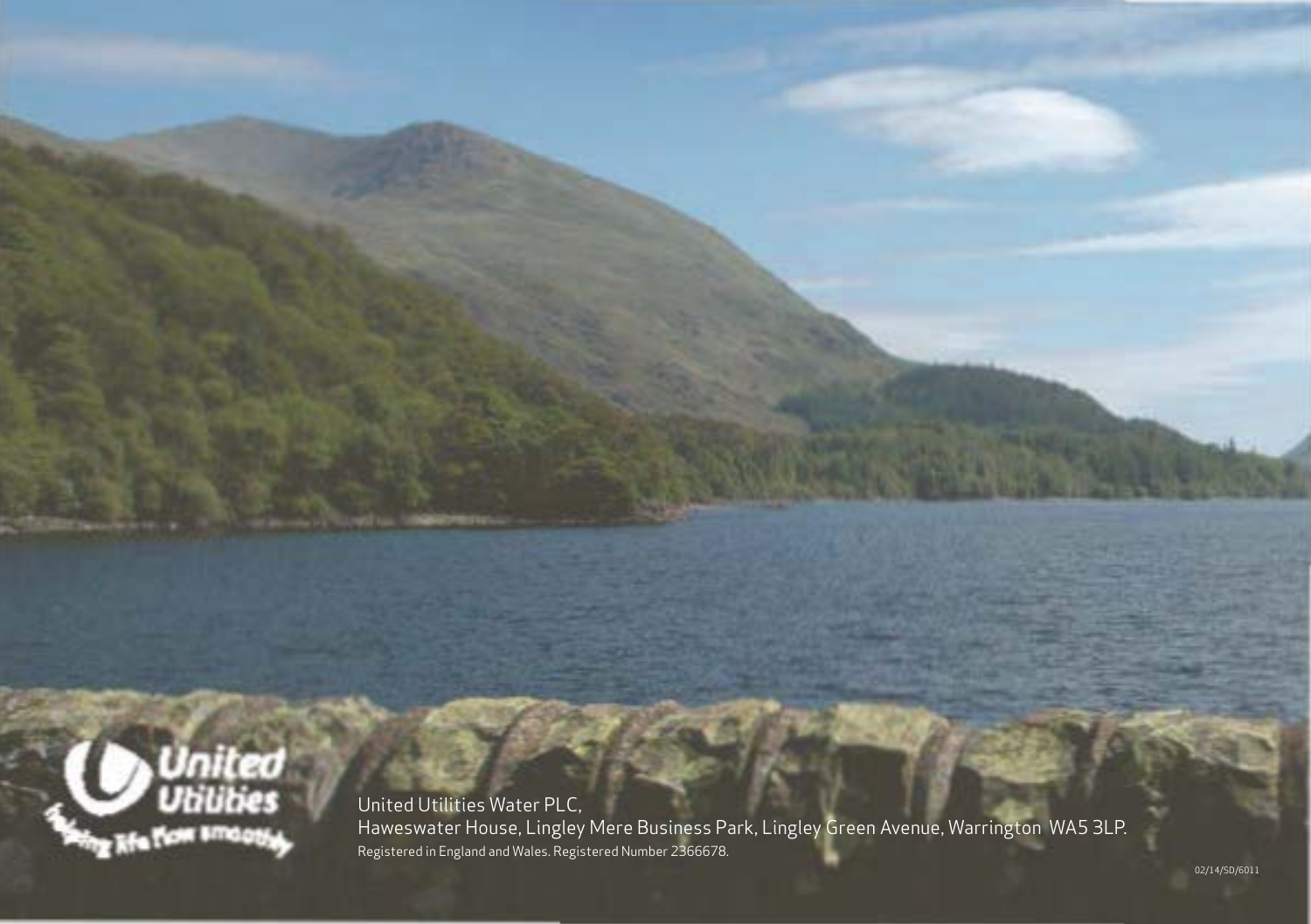United Utilities Water PLC,
Haweswater House, Lingley Mere Business Park, Lingley Green Avenue, Warrington WA5 3LP.
Registered in England and Wales. Registered Number 2366678.

02/14/SD/6011